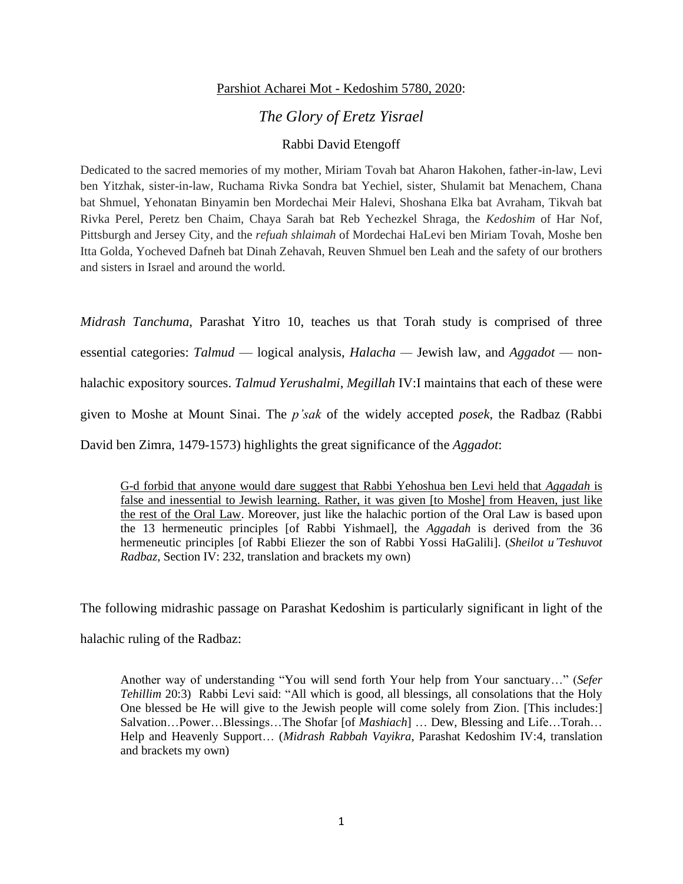Parshiot Acharei Mot - Kedoshim 5780, 2020:

# *The Glory of Eretz Yisrael*

Rabbi David Etengoff

Dedicated to the sacred memories of my mother, Miriam Tovah bat Aharon Hakohen, father-in-law, Levi ben Yitzhak, sister-in-law, Ruchama Rivka Sondra bat Yechiel, sister, Shulamit bat Menachem, Chana bat Shmuel, Yehonatan Binyamin ben Mordechai Meir Halevi, Shoshana Elka bat Avraham, Tikvah bat Rivka Perel, Peretz ben Chaim, Chaya Sarah bat Reb Yechezkel Shraga, the *Kedoshim* of Har Nof, Pittsburgh and Jersey City, and the *refuah shlaimah* of Mordechai HaLevi ben Miriam Tovah, Moshe ben Itta Golda, Yocheved Dafneh bat Dinah Zehavah, Reuven Shmuel ben Leah and the safety of our brothers and sisters in Israel and around the world.

*Midrash Tanchuma*, Parashat Yitro 10, teaches us that Torah study is comprised of three essential categories: *Talmud* — logical analysis, *Halacha* — Jewish law, and *Aggadot* — non-halachic expository sources. *Talmud Yerushalmi*, *Megillah* IV:I maintains that each of these were given to Moshe at Mount Sinai. The *p'sak* of the widely accepted *posek*, the Radbaz (Rabbi David ben Zimra, 1479-1573) highlights the great significance of the *Aggadot*:

> G-d forbid that anyone would dare suggest that Rabbi Yehoshua ben Levi held that *Aggadah* is false and inessential to Jewish learning. Rather, it was given [to Moshe] from Heaven, just like the rest of the Oral Law. Moreover, just like the halachic portion of the Oral Law is based upon the 13 hermeneutic principles [of Rabbi Yishmael], the *Aggadah* is derived from the 36 hermeneutic principles [of Rabbi Eliezer the son of Rabbi Yossi HaGalili]. (*Sheilot u'Teshuvot Radbaz*, Section IV: 232, translation and brackets my own)

The following midrashic passage on Parashat Kedoshim is particularly significant in light of the halachic ruling of the Radbaz:

> Another way of understanding "You will send forth Your help from Your sanctuary…" (*Sefer Tehillim* 20:3) Rabbi Levi said: "All which is good, all blessings, all consolations that the Holy One blessed be He will give to the Jewish people will come solely from Zion. [This includes:] Salvation…Power…Blessings…The Shofar [of *Mashiach*] … Dew, Blessing and Life…Torah… Help and Heavenly Support… (*Midrash Rabbah Vayikra*, Parashat Kedoshim IV:4, translation and brackets my own)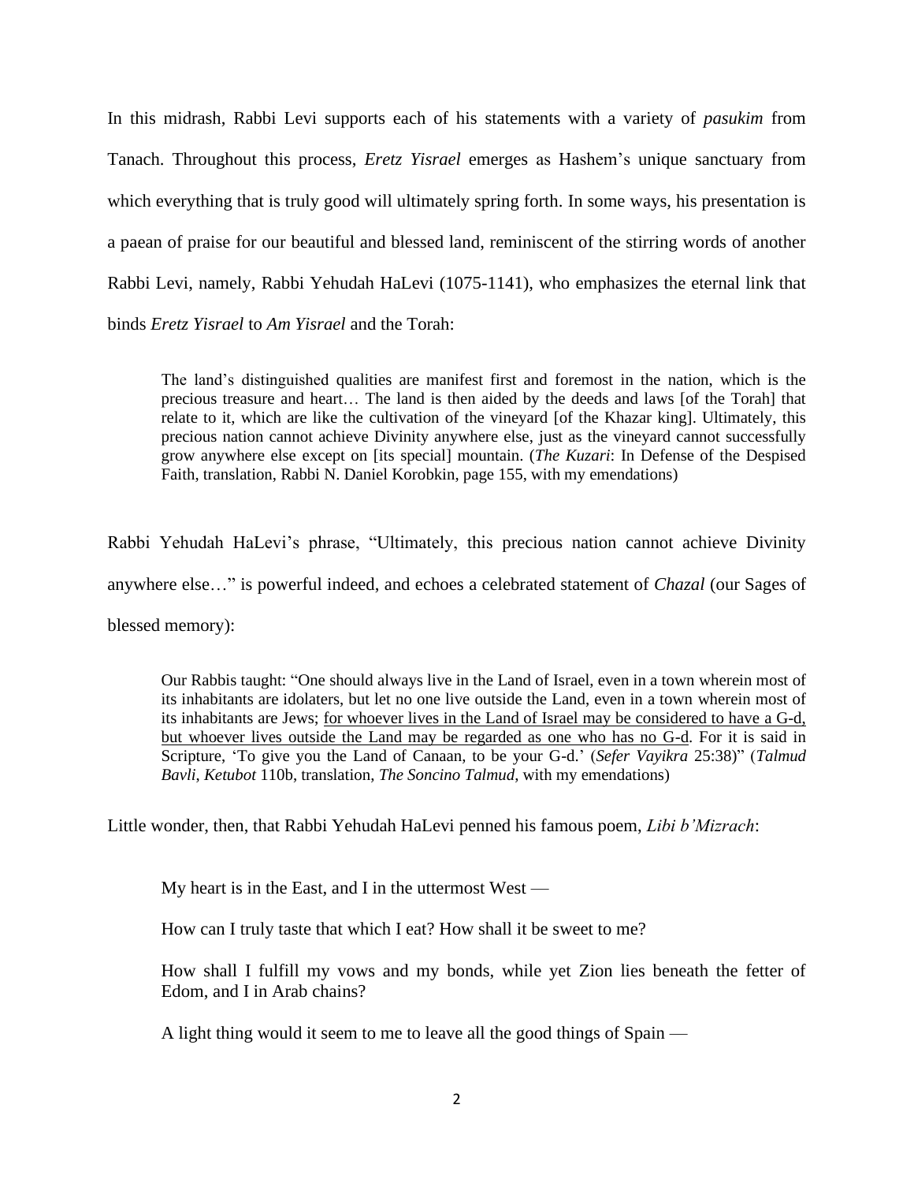In this midrash, Rabbi Levi supports each of his statements with a variety of *pasukim* from Tanach. Throughout this process, *Eretz Yisrael* emerges as Hashem's unique sanctuary from which everything that is truly good will ultimately spring forth. In some ways, his presentation is a paean of praise for our beautiful and blessed land, reminiscent of the stirring words of another Rabbi Levi, namely, Rabbi Yehudah HaLevi (1075-1141), who emphasizes the eternal link that binds *Eretz Yisrael* to *Am Yisrael* and the Torah:

> The land's distinguished qualities are manifest first and foremost in the nation, which is the precious treasure and heart… The land is then aided by the deeds and laws [of the Torah] that relate to it, which are like the cultivation of the vineyard [of the Khazar king]. Ultimately, this precious nation cannot achieve Divinity anywhere else, just as the vineyard cannot successfully grow anywhere else except on [its special] mountain. (*The Kuzari*: In Defense of the Despised Faith, translation, Rabbi N. Daniel Korobkin, page 155, with my emendations)

Rabbi Yehudah HaLevi's phrase, "Ultimately, this precious nation cannot achieve Divinity anywhere else…" is powerful indeed, and echoes a celebrated statement of *Chazal* (our Sages of blessed memory):

> Our Rabbis taught: "One should always live in the Land of Israel, even in a town wherein most of its inhabitants are idolaters, but let no one live outside the Land, even in a town wherein most of its inhabitants are Jews; <u>for whoever lives in the Land of Israel may be considered to have a G-d, but whoever lives outside the Land may be regarded as one who has no G-d</u>. For it is said in Scripture, 'To give you the Land of Canaan, to be your G-d.' (*Sefer Vayikra* 25:38)" (*Talmud Bavli*, *Ketubot* 110b, translation, *The Soncino Talmud*, with my emendations)

Little wonder, then, that Rabbi Yehudah HaLevi penned his famous poem, *Libi b'Mizrach*:

> My heart is in the East, and I in the uttermost West —
>
> How can I truly taste that which I eat? How shall it be sweet to me?
>
> How shall I fulfill my vows and my bonds, while yet Zion lies beneath the fetter of Edom, and I in Arab chains?
>
> A light thing would it seem to me to leave all the good things of Spain —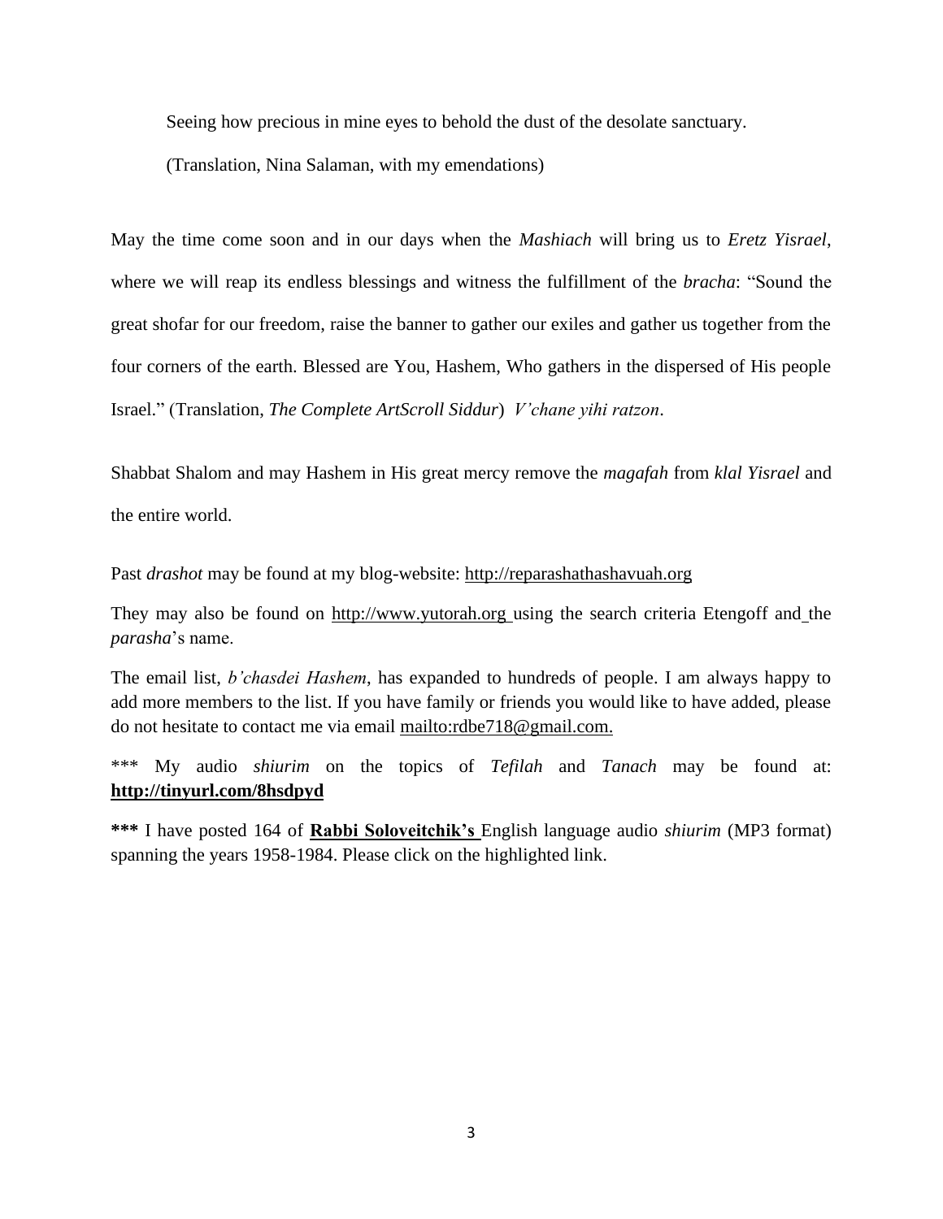Seeing how precious in mine eyes to behold the dust of the desolate sanctuary.

(Translation, Nina Salaman, with my emendations)

May the time come soon and in our days when the *Mashiach* will bring us to *Eretz Yisrael*, where we will reap its endless blessings and witness the fulfillment of the *bracha*: "Sound the great shofar for our freedom, raise the banner to gather our exiles and gather us together from the four corners of the earth. Blessed are You, Hashem, Who gathers in the dispersed of His people Israel." (Translation, *The Complete ArtScroll Siddur*) *V'chane yihi ratzon*.

Shabbat Shalom and may Hashem in His great mercy remove the *magafah* from *klal Yisrael* and the entire world.

Past *drashot* may be found at my blog-website: http://reparashathashavuah.org

They may also be found on http://www.yutorah.org using the search criteria Etengoff and the *parasha*'s name.

The email list, *b'chasdei Hashem*, has expanded to hundreds of people. I am always happy to add more members to the list. If you have family or friends you would like to have added, please do not hesitate to contact me via email mailto:rdbe718@gmail.com.

*** My audio *shiurim* on the topics of *Tefilah* and *Tanach* may be found at: **http://tinyurl.com/8hsdpyd**

**\*\*\*** I have posted 164 of **Rabbi Soloveitchik's** English language audio *shiurim* (MP3 format) spanning the years 1958-1984. Please click on the highlighted link.